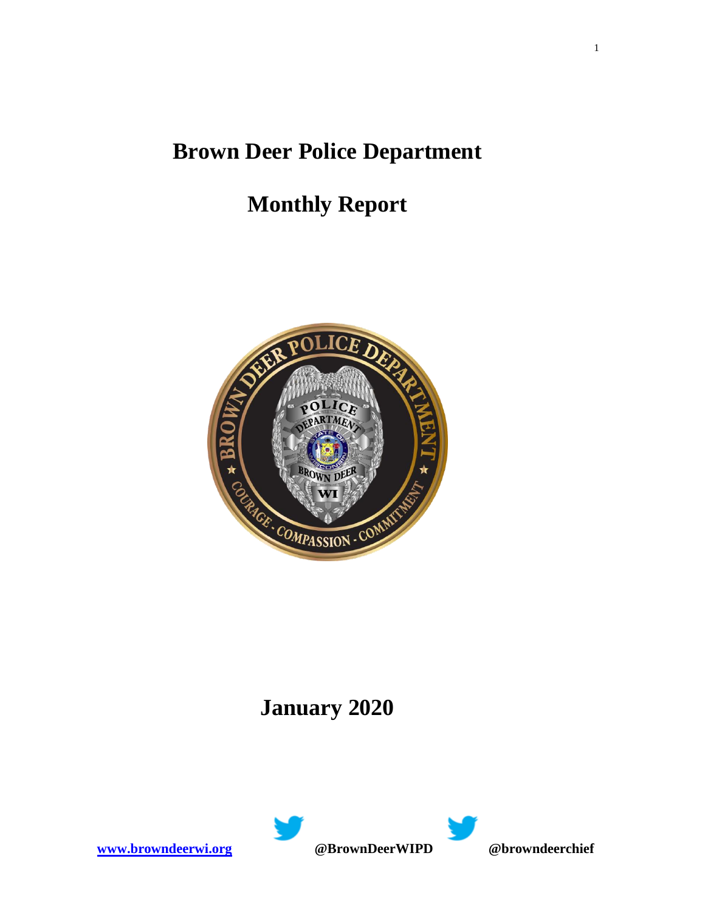# Brown Deer Police Department

# Monthly Report

# January 2020

[www.browndeerwi.org](http://www.browndeerwi.org) **@BrownDeerWIPD** **@browndeerchief**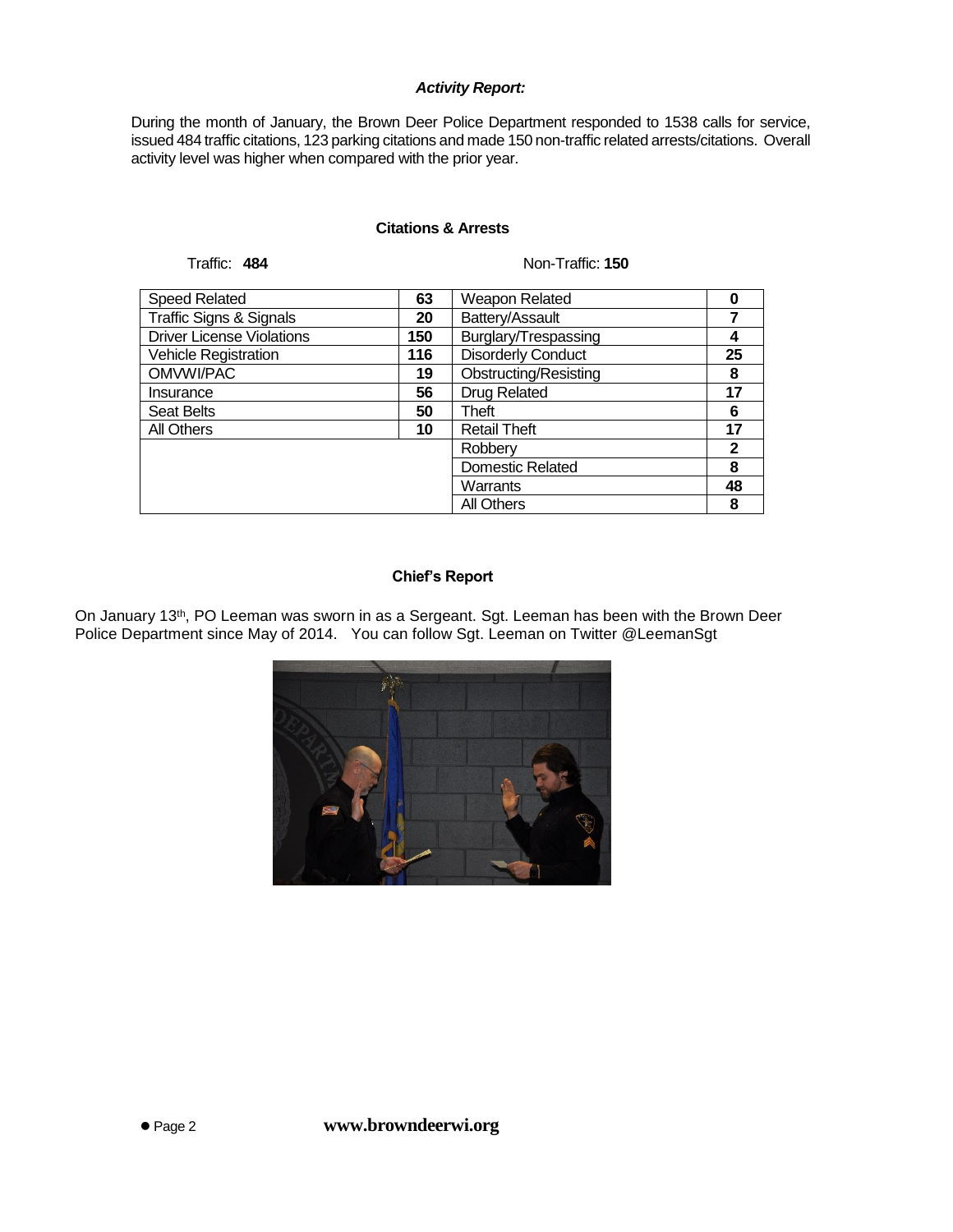### *Activity Report:*

During the month of January, the Brown Deer Police Department responded to 1538 calls for service, issued 484 traffic citations, 123 parking citations and made 150 non-traffic related arrests/citations. Overall activity level was higher when compared with the prior year.

#### Citations & Arrests

Traffic: **484** | Non-Traffic: **150**

| Traffic | | Non-Traffic | |
|---|---|---|---|
| Speed Related | **63** | Weapon Related | **0** |
| Traffic Signs & Signals | **20** | Battery/Assault | **7** |
| Driver License Violations | **150** | Burglary/Trespassing | **4** |
| Vehicle Registration | **116** | Disorderly Conduct | **25** |
| OMVWI/PAC | **19** | Obstructing/Resisting | **8** |
| Insurance | **56** | Drug Related | **17** |
| Seat Belts | **50** | Theft | **6** |
| All Others | **10** | Retail Theft | **17** |
| | | Robbery | **2** |
| | | Domestic Related | **8** |
| | | Warrants | **48** |
| | | All Others | **8** |

#### Chief's Report

On January 13th, PO Leeman was sworn in as a Sergeant. Sgt. Leeman has been with the Brown Deer Police Department since May of 2014. You can follow Sgt. Leeman on Twitter @LeemanSgt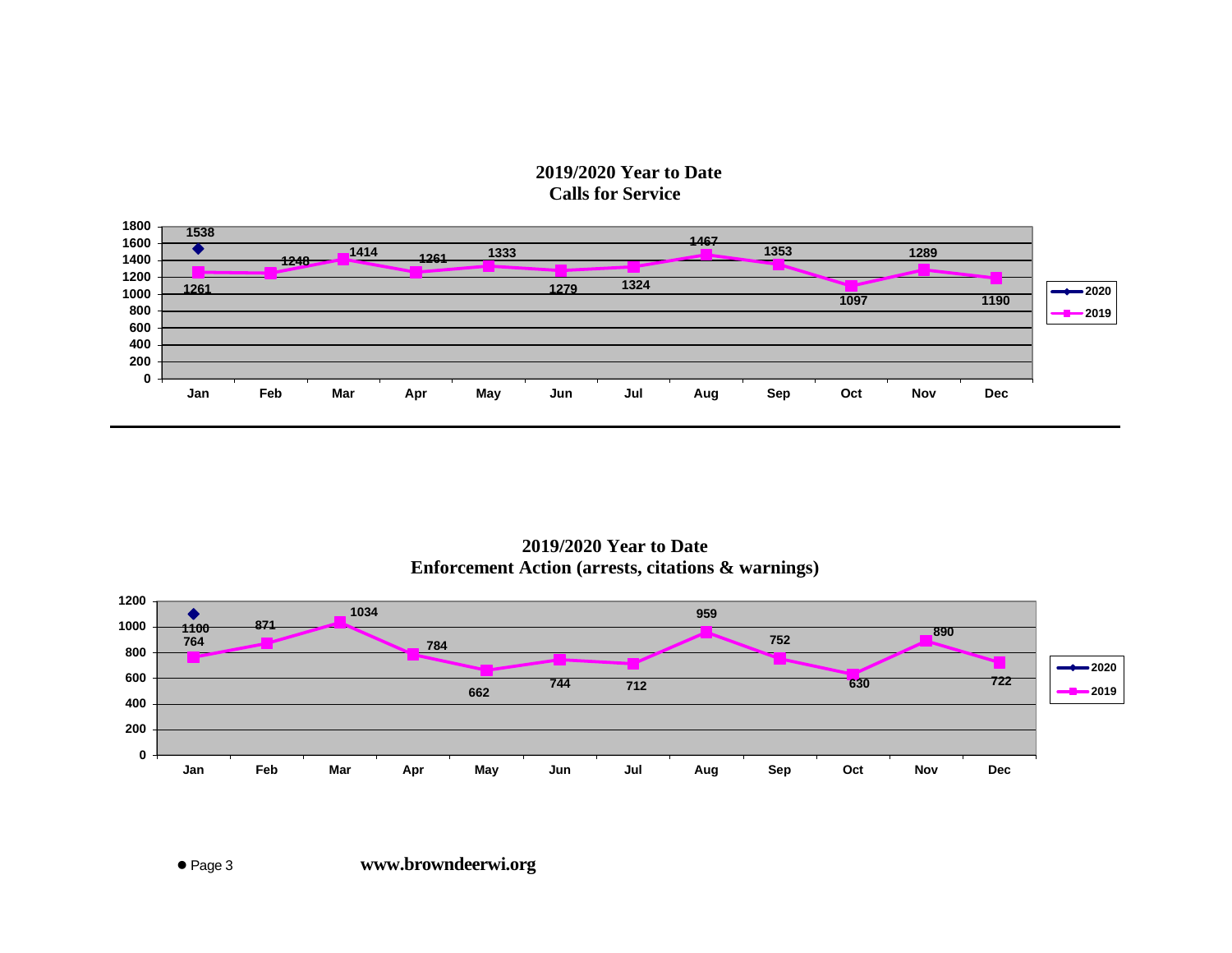## 2019/2020 Year to Date Calls for Service

| | Jan | Feb | Mar | Apr | May | Jun | Jul | Aug | Sep | Oct | Nov | Dec |
|---|---|---|---|---|---|---|---|---|---|---|---|---|
| 2020 | 1538 | | | | | | | | | | | |
| 2019 | 1261 | 1248 | 1414 | 1261 | 1333 | 1279 | 1324 | 1467 | 1353 | 1097 | 1289 | 1190 |

## 2019/2020 Year to Date Enforcement Action (arrests, citations & warnings)

| | Jan | Feb | Mar | Apr | May | Jun | Jul | Aug | Sep | Oct | Nov | Dec |
|---|---|---|---|---|---|---|---|---|---|---|---|---|
| 2020 | 1100 | | | | | | | | | | | |
| 2019 | 764 | 871 | 1034 | 784 | 662 | 744 | 712 | 959 | 752 | 630 | 890 | 722 |

www.browndeerwi.org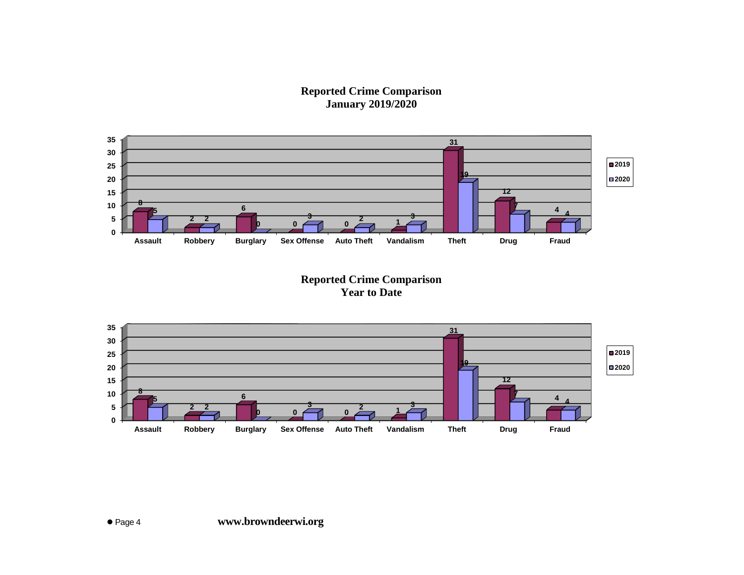## Reported Crime Comparison
## January 2019/2020

| Crime | 2019 | 2020 |
|---|---|---|
| Assault | 8 | 5 |
| Robbery | 2 | 2 |
| Burglary | 6 | 0 |
| Sex Offense | 0 | 3 |
| Auto Theft | 0 | 2 |
| Vandalism | 1 | 3 |
| Theft | 31 | 19 |
| Drug | 12 | 7 |
| Fraud | 4 | 4 |

## Reported Crime Comparison
## Year to Date

| Crime | 2019 | 2020 |
|---|---|---|
| Assault | 8 | 5 |
| Robbery | 2 | 2 |
| Burglary | 6 | 0 |
| Sex Offense | 0 | 3 |
| Auto Theft | 0 | 2 |
| Vandalism | 1 | 3 |
| Theft | 31 | 19 |
| Drug | 12 | 7 |
| Fraud | 4 | 4 |

www.browndeerwi.org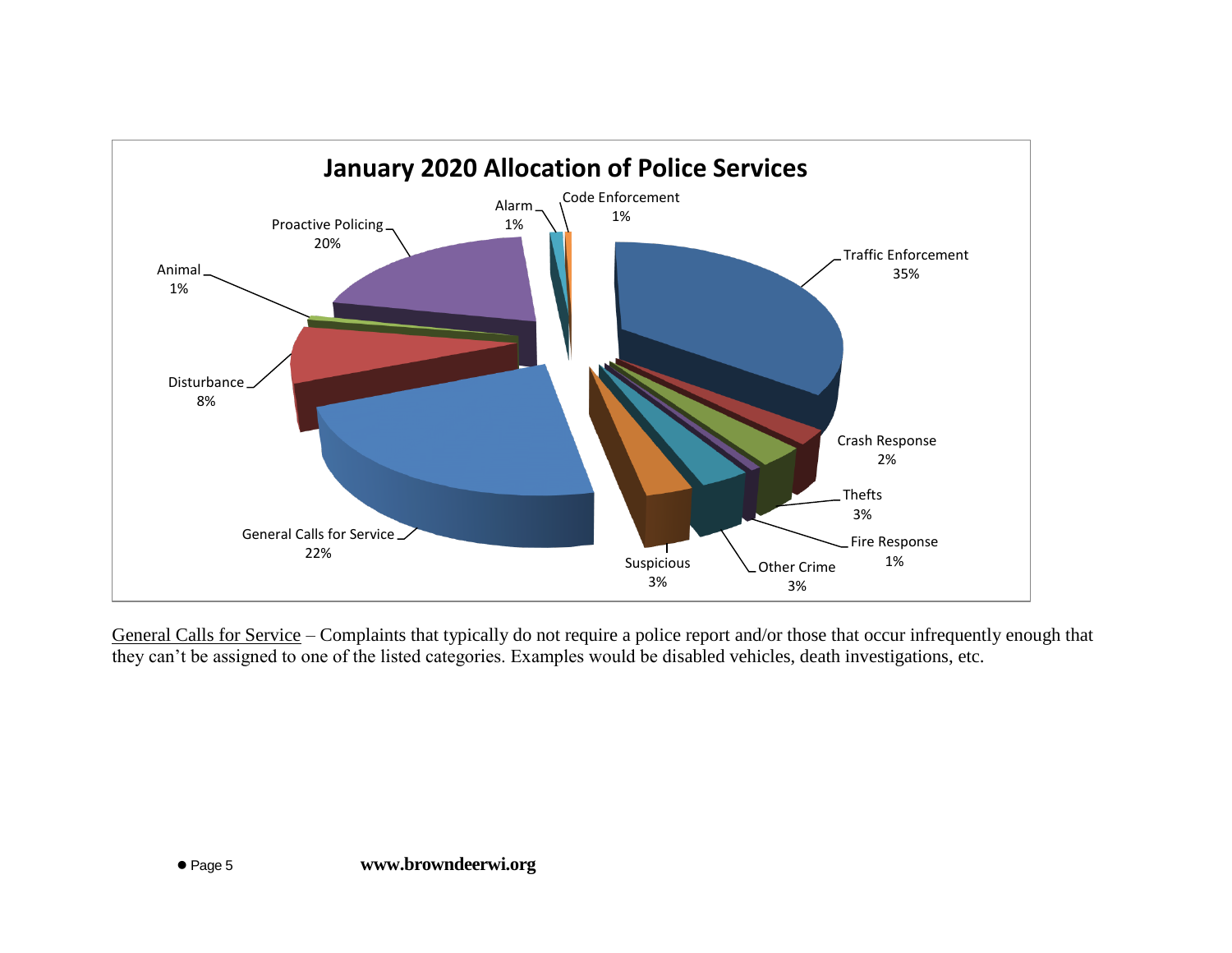## January 2020 Allocation of Police Services

| Category | Percentage |
|---|---|
| Traffic Enforcement | 35% |
| Crash Response | 2% |
| Thefts | 3% |
| Fire Response | 1% |
| Other Crime | 3% |
| Suspicious | 3% |
| General Calls for Service | 22% |
| Disturbance | 8% |
| Animal | 1% |
| Proactive Policing | 20% |
| Alarm | 1% |
| Code Enforcement | 1% |

General Calls for Service – Complaints that typically do not require a police report and/or those that occur infrequently enough that they can't be assigned to one of the listed categories. Examples would be disabled vehicles, death investigations, etc.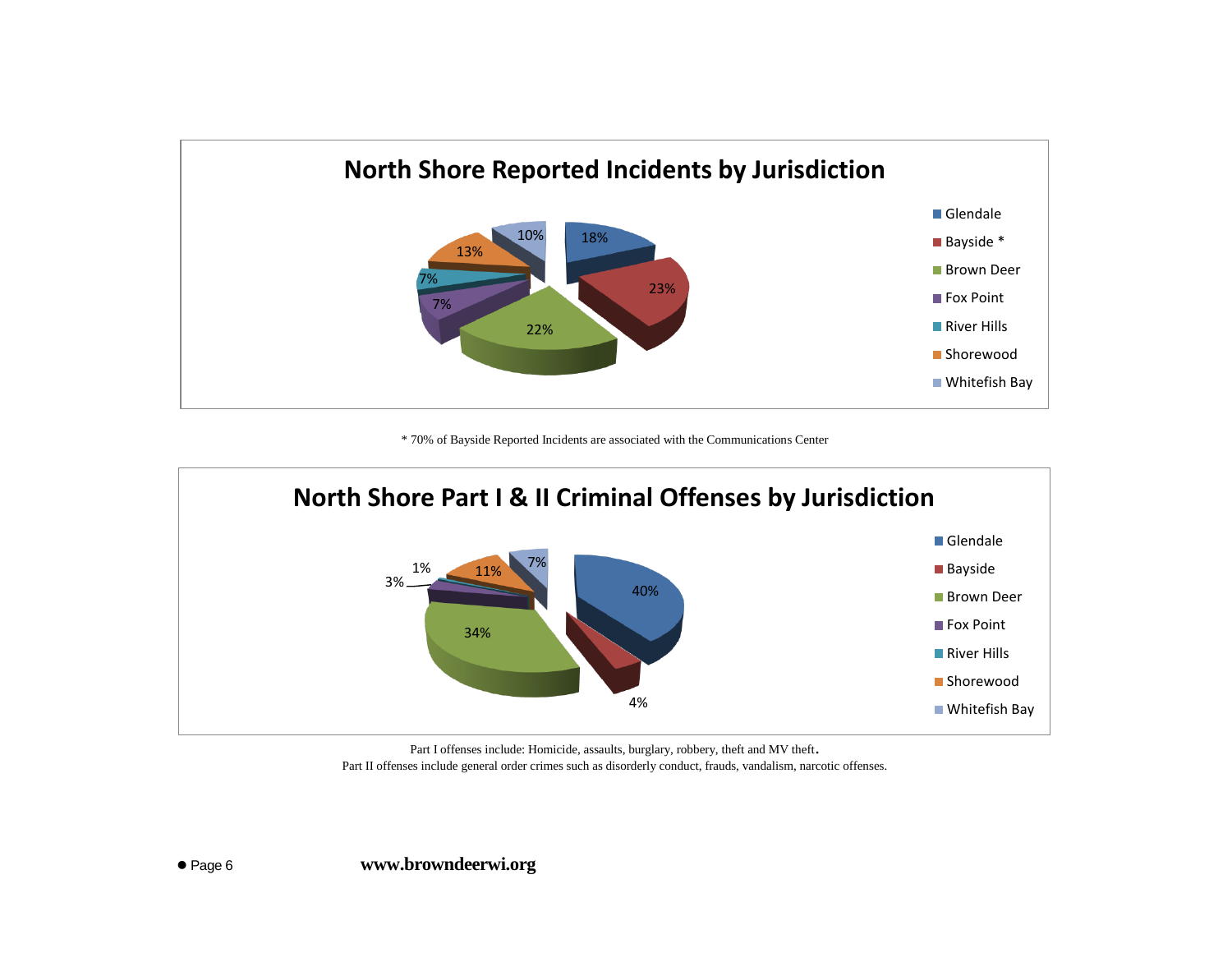## North Shore Reported Incidents by Jurisdiction

| Jurisdiction | Percentage |
| --- | --- |
| Glendale | 18% |
| Bayside * | 23% |
| Brown Deer | 22% |
| Fox Point | 7% |
| River Hills | 7% |
| Shorewood | 13% |
| Whitefish Bay | 10% |

* 70% of Bayside Reported Incidents are associated with the Communications Center

## North Shore Part I & II Criminal Offenses by Jurisdiction

| Jurisdiction | Percentage |
| --- | --- |
| Glendale | 40% |
| Bayside | 4% |
| Brown Deer | 34% |
| Fox Point | 3% |
| River Hills | 1% |
| Shorewood | 11% |
| Whitefish Bay | 7% |

Part I offenses include: Homicide, assaults, burglary, robbery, theft and MV theft.

Part II offenses include general order crimes such as disorderly conduct, frauds, vandalism, narcotic offenses.

**www.browndeerwi.org**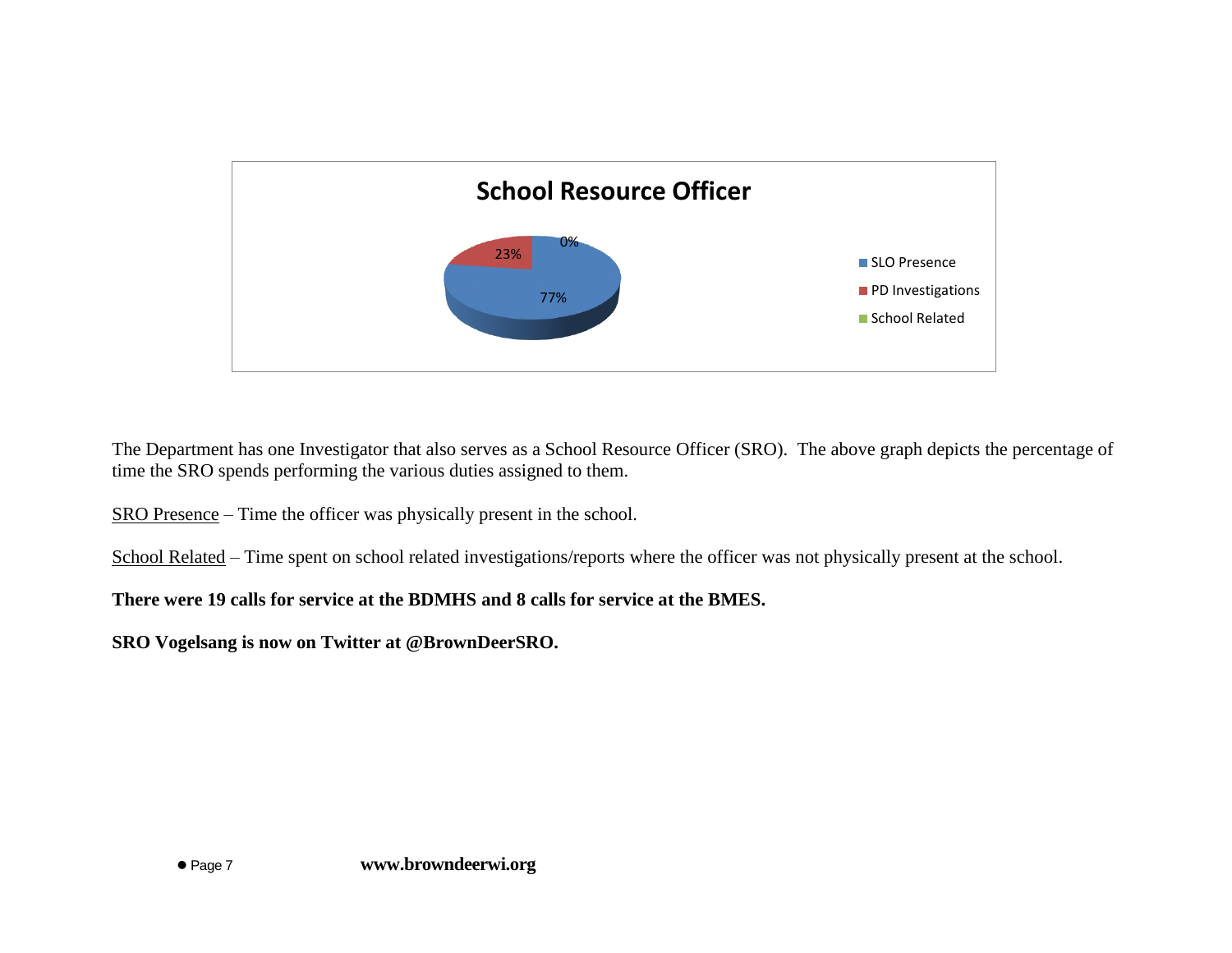School Resource Officer

0%

23%

77%

SLO Presence

PD Investigations

School Related

The Department has one Investigator that also serves as a School Resource Officer (SRO). The above graph depicts the percentage of time the SRO spends performing the various duties assigned to them.

SRO Presence – Time the officer was physically present in the school.

School Related – Time spent on school related investigations/reports where the officer was not physically present at the school.

**There were 19 calls for service at the BDMHS and 8 calls for service at the BMES.**

**SRO Vogelsang is now on Twitter at @BrownDeerSRO.**

**www.browndeerwi.org**